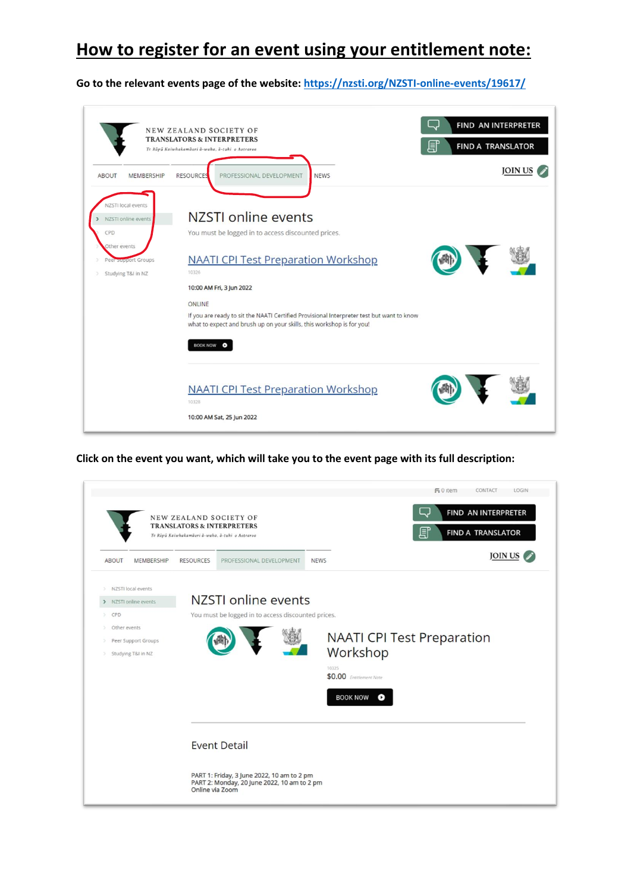# How to register for an event using your entitlement note:

**Go to the relevant events page of the website: https://nzsti.org/NZSTI-online-events/19617/**

**Click on the event you want, which will take you to the event page with its full description:**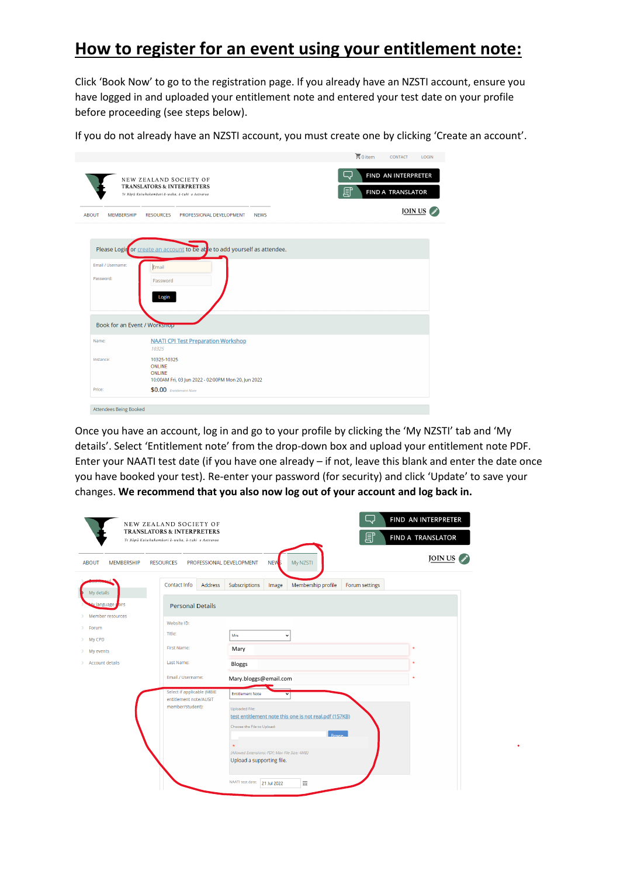# How to register for an event using your entitlement note:

Click 'Book Now' to go to the registration page. If you already have an NZSTI account, ensure you have logged in and uploaded your entitlement note and entered your test date on your profile before proceeding (see steps below).

If you do not already have an NZSTI account, you must create one by clicking 'Create an account'.

Once you have an account, log in and go to your profile by clicking the 'My NZSTI' tab and 'My details'. Select 'Entitlement note' from the drop-down box and upload your entitlement note PDF. Enter your NAATI test date (if you have one already – if not, leave this blank and enter the date once you have booked your test). Re-enter your password (for security) and click 'Update' to save your changes. **We recommend that you also now log out of your account and log back in.**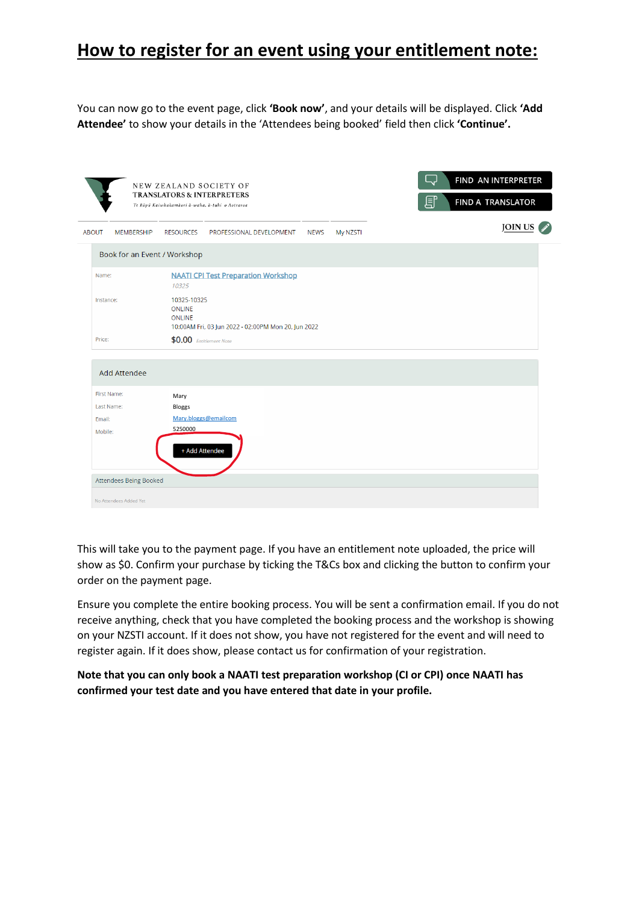# How to register for an event using your entitlement note:

You can now go to the event page, click **'Book now'**, and your details will be displayed. Click **'Add Attendee'** to show your details in the 'Attendees being booked' field then click **'Continue'.**

This will take you to the payment page. If you have an entitlement note uploaded, the price will show as $0. Confirm your purchase by ticking the T&Cs box and clicking the button to confirm your order on the payment page.

Ensure you complete the entire booking process. You will be sent a confirmation email. If you do not receive anything, check that you have completed the booking process and the workshop is showing on your NZSTI account. If it does not show, you have not registered for the event and will need to register again. If it does show, please contact us for confirmation of your registration.

**Note that you can only book a NAATI test preparation workshop (CI or CPI) once NAATI has confirmed your test date and you have entered that date in your profile.**